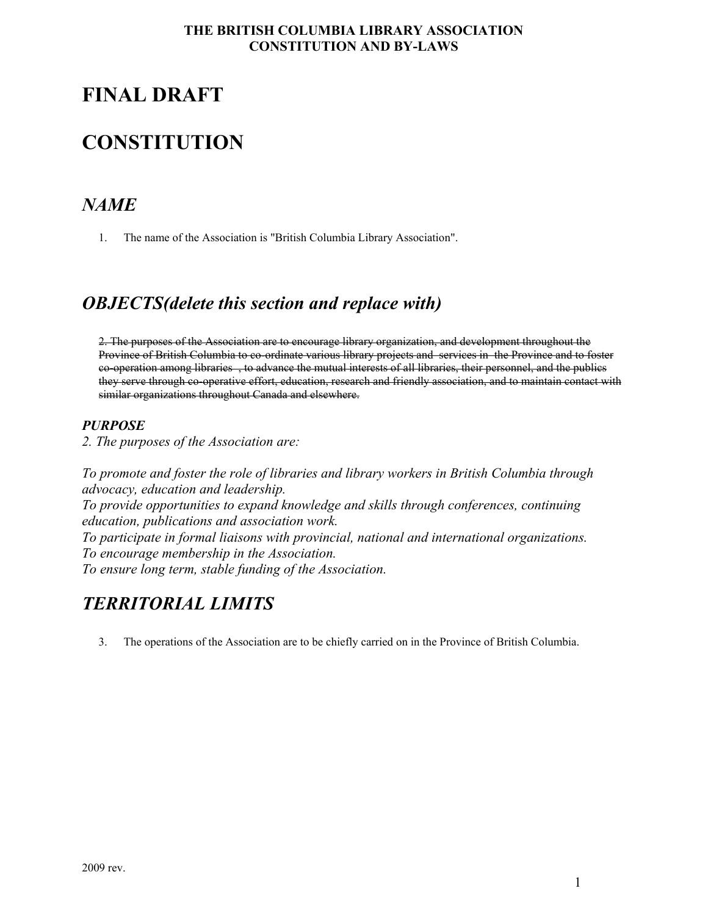**THE BRITISH COLUMBIA LIBRARY ASSOCIATION**
**CONSTITUTION AND BY-LAWS**

# FINAL DRAFT

# CONSTITUTION

## *NAME*

1. The name of the Association is "British Columbia Library Association".

## *OBJECTS(delete this section and replace with)*

~~2. The purposes of the Association are to encourage library organization, and development throughout the Province of British Columbia to co-ordinate various library projects and services in the Province and to foster co-operation among libraries , to advance the mutual interests of all libraries, their personnel, and the publics they serve through co-operative effort, education, research and friendly association, and to maintain contact with similar organizations throughout Canada and elsewhere.~~

***PURPOSE***

*2. The purposes of the Association are:*

*To promote and foster the role of libraries and library workers in British Columbia through advocacy, education and leadership.*
*To provide opportunities to expand knowledge and skills through conferences, continuing education, publications and association work.*
*To participate in formal liaisons with provincial, national and international organizations.*
*To encourage membership in the Association.*
*To ensure long term, stable funding of the Association.*

## *TERRITORIAL LIMITS*

3. The operations of the Association are to be chiefly carried on in the Province of British Columbia.

2009 rev.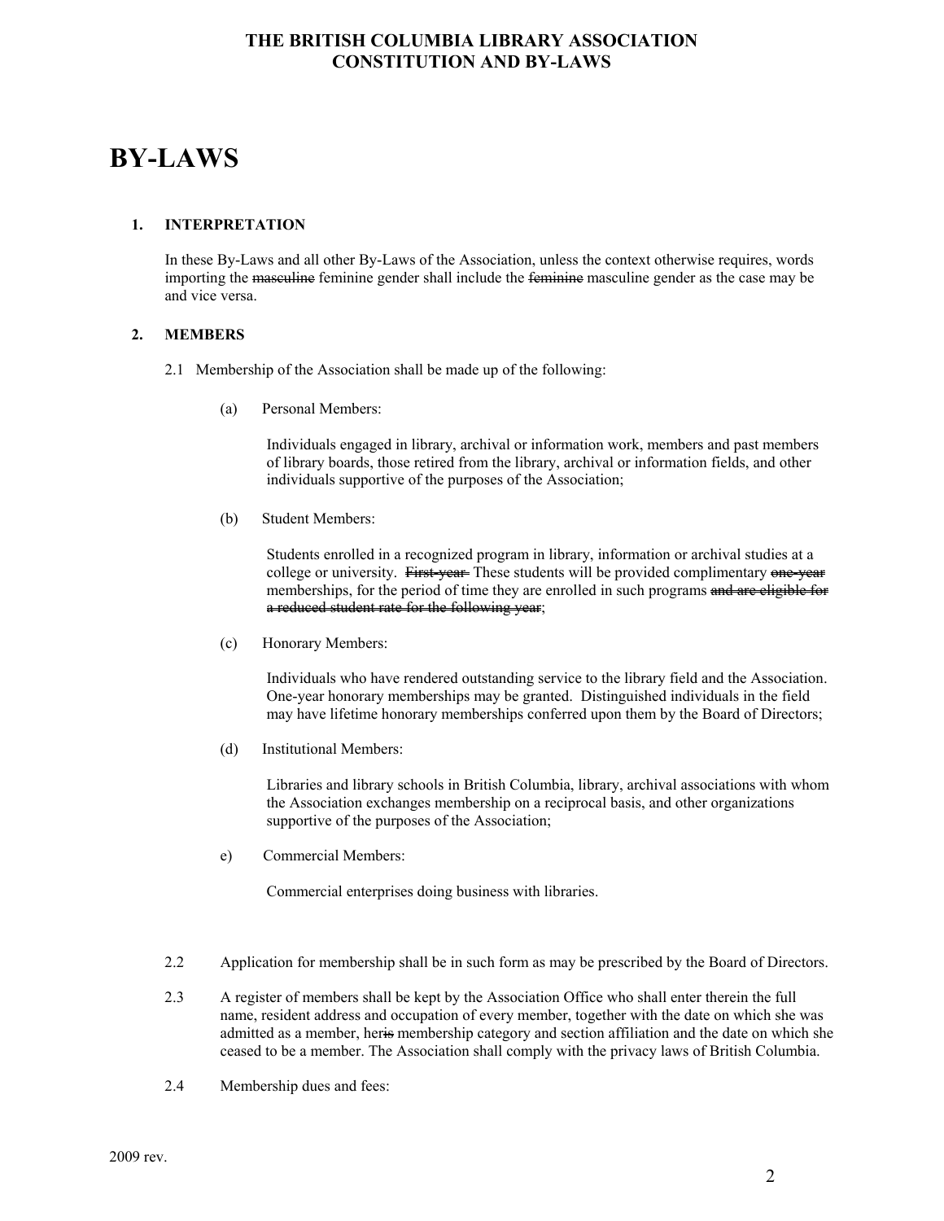# BY-LAWS

## 1. INTERPRETATION

In these By-Laws and all other By-Laws of the Association, unless the context otherwise requires, words importing the ~~masculine~~ feminine gender shall include the ~~feminine~~ masculine gender as the case may be and vice versa.

## 2. MEMBERS

2.1 Membership of the Association shall be made up of the following:

(a) Personal Members:

Individuals engaged in library, archival or information work, members and past members of library boards, those retired from the library, archival or information fields, and other individuals supportive of the purposes of the Association;

(b) Student Members:

Students enrolled in a recognized program in library, information or archival studies at a college or university. ~~First-year~~ These students will be provided complimentary ~~one-year~~ memberships, for the period of time they are enrolled in such programs ~~and are eligible for a reduced student rate for the following year~~;

(c) Honorary Members:

Individuals who have rendered outstanding service to the library field and the Association. One-year honorary memberships may be granted. Distinguished individuals in the field may have lifetime honorary memberships conferred upon them by the Board of Directors;

(d) Institutional Members:

Libraries and library schools in British Columbia, library, archival associations with whom the Association exchanges membership on a reciprocal basis, and other organizations supportive of the purposes of the Association;

e) Commercial Members:

Commercial enterprises doing business with libraries.

2.2 Application for membership shall be in such form as may be prescribed by the Board of Directors.

2.3 A register of members shall be kept by the Association Office who shall enter therein the full name, resident address and occupation of every member, together with the date on which she was admitted as a member, her~~is~~ membership category and section affiliation and the date on which she ceased to be a member. The Association shall comply with the privacy laws of British Columbia.

2.4 Membership dues and fees:

2009 rev.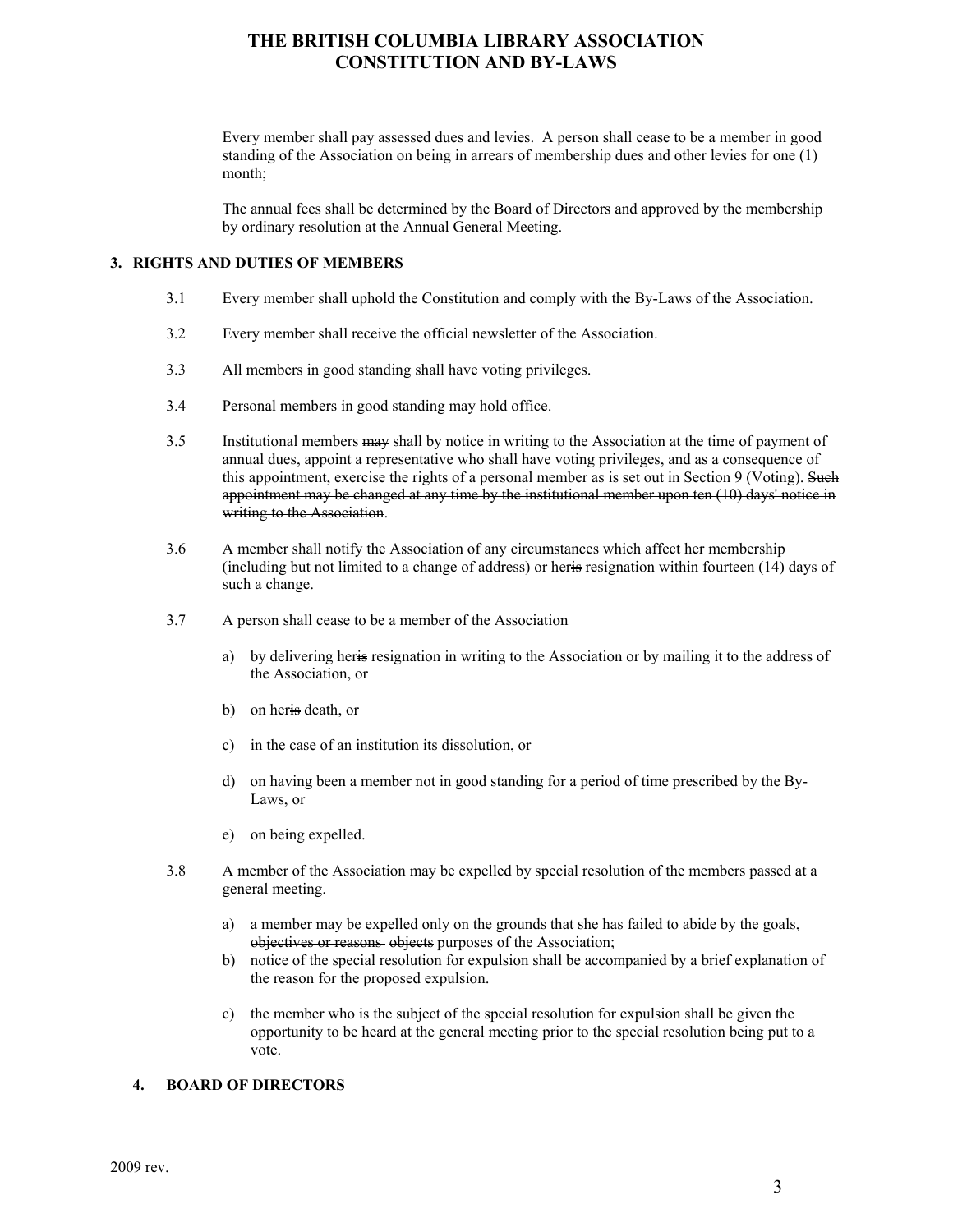Every member shall pay assessed dues and levies. A person shall cease to be a member in good standing of the Association on being in arrears of membership dues and other levies for one (1) month;

The annual fees shall be determined by the Board of Directors and approved by the membership by ordinary resolution at the Annual General Meeting.

## 3. RIGHTS AND DUTIES OF MEMBERS

3.1 Every member shall uphold the Constitution and comply with the By-Laws of the Association.

3.2 Every member shall receive the official newsletter of the Association.

3.3 All members in good standing shall have voting privileges.

3.4 Personal members in good standing may hold office.

3.5 Institutional members ~~may~~ shall by notice in writing to the Association at the time of payment of annual dues, appoint a representative who shall have voting privileges, and as a consequence of this appointment, exercise the rights of a personal member as is set out in Section 9 (Voting). ~~Such appointment may be changed at any time by the institutional member upon ten (10) days' notice in writing to the Association~~.

3.6 A member shall notify the Association of any circumstances which affect her membership (including but not limited to a change of address) or her~~is~~ resignation within fourteen (14) days of such a change.

3.7 A person shall cease to be a member of the Association

a) by delivering her~~is~~ resignation in writing to the Association or by mailing it to the address of the Association, or

b) on her~~is~~ death, or

c) in the case of an institution its dissolution, or

d) on having been a member not in good standing for a period of time prescribed by the By-Laws, or

e) on being expelled.

3.8 A member of the Association may be expelled by special resolution of the members passed at a general meeting.

a) a member may be expelled only on the grounds that she has failed to abide by the ~~goals, objectives or reasons~~ ~~objects~~ purposes of the Association;

b) notice of the special resolution for expulsion shall be accompanied by a brief explanation of the reason for the proposed expulsion.

c) the member who is the subject of the special resolution for expulsion shall be given the opportunity to be heard at the general meeting prior to the special resolution being put to a vote.

## 4. BOARD OF DIRECTORS

2009 rev.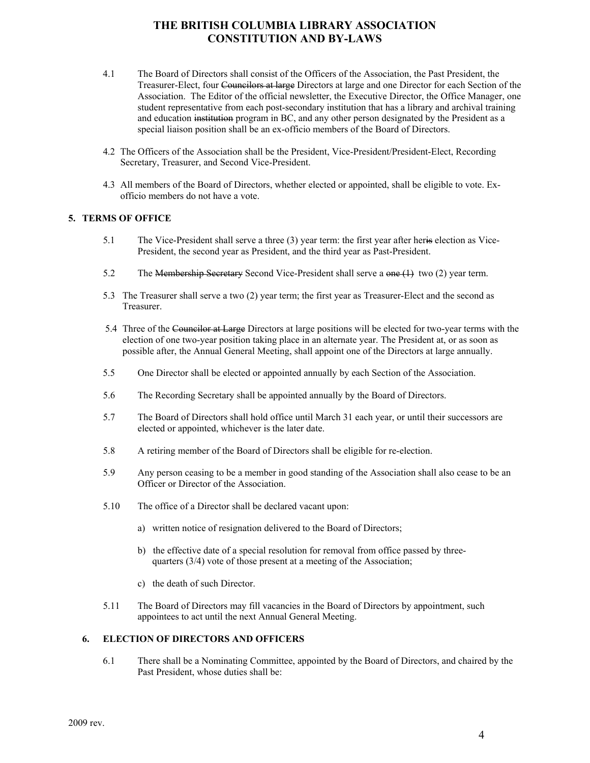4.1 The Board of Directors shall consist of the Officers of the Association, the Past President, the Treasurer-Elect, four ~~Councilors at large~~ Directors at large and one Director for each Section of the Association. The Editor of the official newsletter, the Executive Director, the Office Manager, one student representative from each post-secondary institution that has a library and archival training and education ~~institution~~ program in BC, and any other person designated by the President as a special liaison position shall be an ex-officio members of the Board of Directors.

4.2 The Officers of the Association shall be the President, Vice-President/President-Elect, Recording Secretary, Treasurer, and Second Vice-President.

4.3 All members of the Board of Directors, whether elected or appointed, shall be eligible to vote. Ex-officio members do not have a vote.

## 5. TERMS OF OFFICE

5.1 The Vice-President shall serve a three (3) year term: the first year after her~~is~~ election as Vice-President, the second year as President, and the third year as Past-President.

5.2 The ~~Membership Secretary~~ Second Vice-President shall serve a ~~one (1)~~ two (2) year term.

5.3 The Treasurer shall serve a two (2) year term; the first year as Treasurer-Elect and the second as Treasurer.

5.4 Three of the ~~Councilor at Large~~ Directors at large positions will be elected for two-year terms with the election of one two-year position taking place in an alternate year. The President at, or as soon as possible after, the Annual General Meeting, shall appoint one of the Directors at large annually.

5.5 One Director shall be elected or appointed annually by each Section of the Association.

5.6 The Recording Secretary shall be appointed annually by the Board of Directors.

5.7 The Board of Directors shall hold office until March 31 each year, or until their successors are elected or appointed, whichever is the later date.

5.8 A retiring member of the Board of Directors shall be eligible for re-election.

5.9 Any person ceasing to be a member in good standing of the Association shall also cease to be an Officer or Director of the Association.

5.10 The office of a Director shall be declared vacant upon:

a) written notice of resignation delivered to the Board of Directors;

b) the effective date of a special resolution for removal from office passed by three-quarters (3/4) vote of those present at a meeting of the Association;

c) the death of such Director.

5.11 The Board of Directors may fill vacancies in the Board of Directors by appointment, such appointees to act until the next Annual General Meeting.

## 6. ELECTION OF DIRECTORS AND OFFICERS

6.1 There shall be a Nominating Committee, appointed by the Board of Directors, and chaired by the Past President, whose duties shall be:

2009 rev.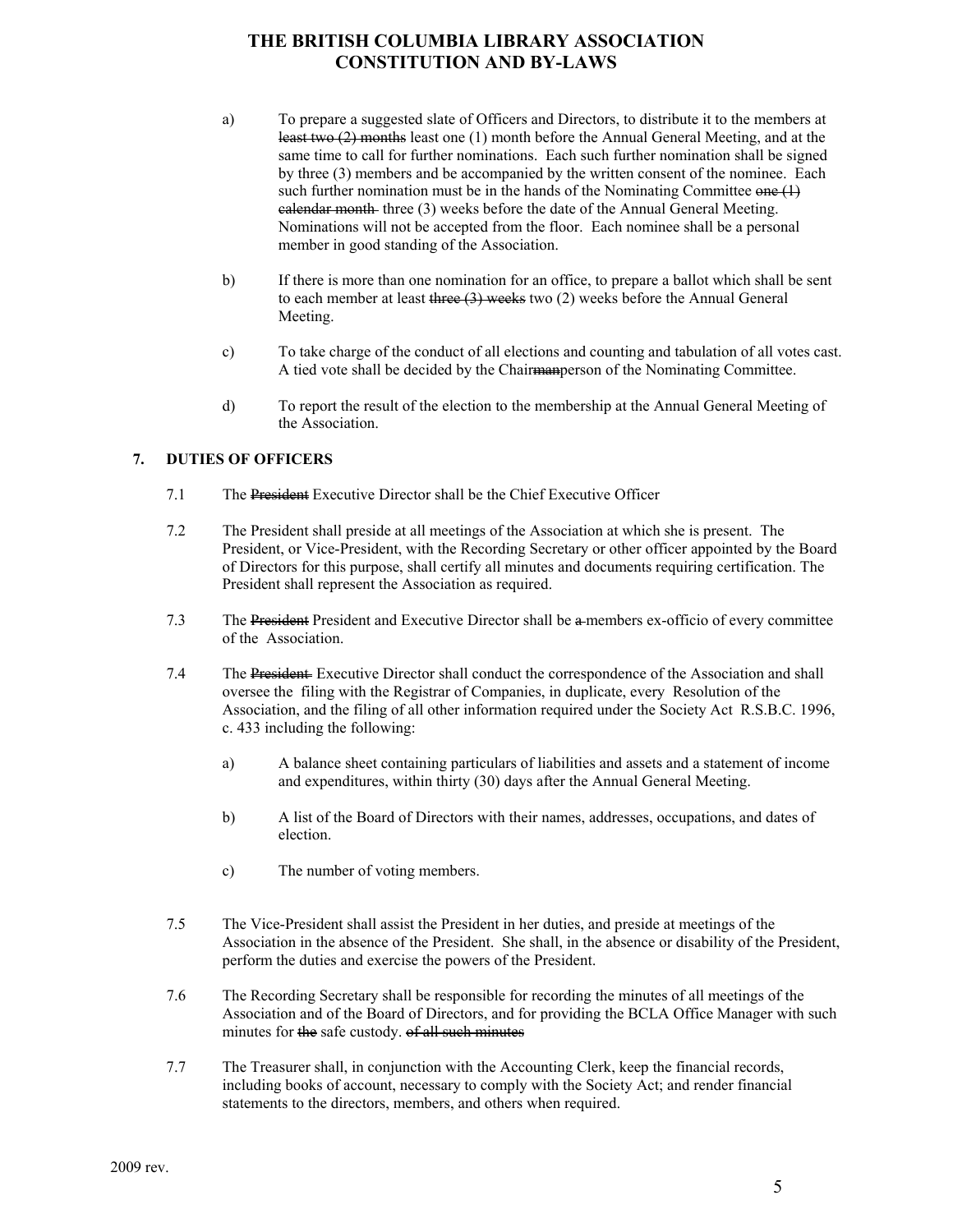a) To prepare a suggested slate of Officers and Directors, to distribute it to the members at ~~least two (2) months~~ least one (1) month before the Annual General Meeting, and at the same time to call for further nominations. Each such further nomination shall be signed by three (3) members and be accompanied by the written consent of the nominee. Each such further nomination must be in the hands of the Nominating Committee ~~one (1) calendar month~~ three (3) weeks before the date of the Annual General Meeting. Nominations will not be accepted from the floor. Each nominee shall be a personal member in good standing of the Association.

b) If there is more than one nomination for an office, to prepare a ballot which shall be sent to each member at least ~~three (3) weeks~~ two (2) weeks before the Annual General Meeting.

c) To take charge of the conduct of all elections and counting and tabulation of all votes cast. A tied vote shall be decided by the Chair~~man~~person of the Nominating Committee.

d) To report the result of the election to the membership at the Annual General Meeting of the Association.

## 7. DUTIES OF OFFICERS

7.1 The ~~President~~ Executive Director shall be the Chief Executive Officer

7.2 The President shall preside at all meetings of the Association at which she is present. The President, or Vice-President, with the Recording Secretary or other officer appointed by the Board of Directors for this purpose, shall certify all minutes and documents requiring certification. The President shall represent the Association as required.

7.3 The ~~President~~ President and Executive Director shall be ~~a~~ members ex-officio of every committee of the Association.

7.4 The ~~President~~ Executive Director shall conduct the correspondence of the Association and shall oversee the filing with the Registrar of Companies, in duplicate, every Resolution of the Association, and the filing of all other information required under the Society Act R.S.B.C. 1996, c. 433 including the following:

a) A balance sheet containing particulars of liabilities and assets and a statement of income and expenditures, within thirty (30) days after the Annual General Meeting.

b) A list of the Board of Directors with their names, addresses, occupations, and dates of election.

c) The number of voting members.

7.5 The Vice-President shall assist the President in her duties, and preside at meetings of the Association in the absence of the President. She shall, in the absence or disability of the President, perform the duties and exercise the powers of the President.

7.6 The Recording Secretary shall be responsible for recording the minutes of all meetings of the Association and of the Board of Directors, and for providing the BCLA Office Manager with such minutes for ~~the~~ safe custody. ~~of all such minutes~~

7.7 The Treasurer shall, in conjunction with the Accounting Clerk, keep the financial records, including books of account, necessary to comply with the Society Act; and render financial statements to the directors, members, and others when required.

2009 rev.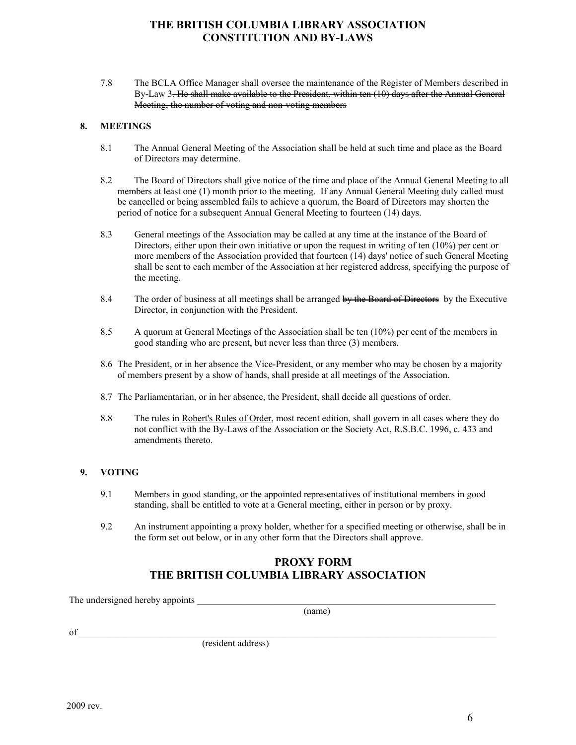7.8 The BCLA Office Manager shall oversee the maintenance of the Register of Members described in By-Law 3~~. He shall make available to the President, within ten (10) days after the Annual General Meeting, the number of voting and non-voting members~~

## 8. MEETINGS

8.1 The Annual General Meeting of the Association shall be held at such time and place as the Board of Directors may determine.

8.2 The Board of Directors shall give notice of the time and place of the Annual General Meeting to all members at least one (1) month prior to the meeting. If any Annual General Meeting duly called must be cancelled or being assembled fails to achieve a quorum, the Board of Directors may shorten the period of notice for a subsequent Annual General Meeting to fourteen (14) days.

8.3 General meetings of the Association may be called at any time at the instance of the Board of Directors, either upon their own initiative or upon the request in writing of ten (10%) per cent or more members of the Association provided that fourteen (14) days' notice of such General Meeting shall be sent to each member of the Association at her registered address, specifying the purpose of the meeting.

8.4 The order of business at all meetings shall be arranged ~~by the Board of Directors~~ by the Executive Director, in conjunction with the President.

8.5 A quorum at General Meetings of the Association shall be ten (10%) per cent of the members in good standing who are present, but never less than three (3) members.

8.6 The President, or in her absence the Vice-President, or any member who may be chosen by a majority of members present by a show of hands, shall preside at all meetings of the Association.

8.7 The Parliamentarian, or in her absence, the President, shall decide all questions of order.

8.8 The rules in Robert's Rules of Order, most recent edition, shall govern in all cases where they do not conflict with the By-Laws of the Association or the Society Act, R.S.B.C. 1996, c. 433 and amendments thereto.

## 9. VOTING

9.1 Members in good standing, or the appointed representatives of institutional members in good standing, shall be entitled to vote at a General meeting, either in person or by proxy.

9.2 An instrument appointing a proxy holder, whether for a specified meeting or otherwise, shall be in the form set out below, or in any other form that the Directors shall approve.

## PROXY FORM
## THE BRITISH COLUMBIA LIBRARY ASSOCIATION

The undersigned hereby appoints ____________________________________________
(name)

of ____________________________________________________________________
(resident address)

2009 rev.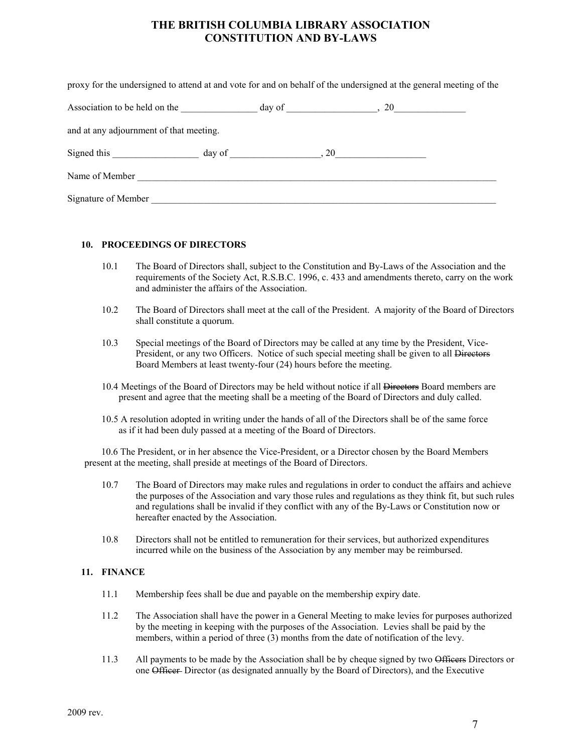proxy for the undersigned to attend at and vote for and on behalf of the undersigned at the general meeting of the

Association to be held on the ________________ day of ___________________, 20_______________

and at any adjournment of that meeting.

Signed this __________________ day of ___________________, 20___________________

Name of Member ________________________________________________________________________________

Signature of Member _____________________________________________________________________________

## 10. PROCEEDINGS OF DIRECTORS

10.1 The Board of Directors shall, subject to the Constitution and By-Laws of the Association and the requirements of the Society Act, R.S.B.C. 1996, c. 433 and amendments thereto, carry on the work and administer the affairs of the Association.

10.2 The Board of Directors shall meet at the call of the President. A majority of the Board of Directors shall constitute a quorum.

10.3 Special meetings of the Board of Directors may be called at any time by the President, Vice-President, or any two Officers. Notice of such special meeting shall be given to all ~~Directors~~ Board Members at least twenty-four (24) hours before the meeting.

10.4 Meetings of the Board of Directors may be held without notice if all ~~Directors~~ Board members are present and agree that the meeting shall be a meeting of the Board of Directors and duly called.

10.5 A resolution adopted in writing under the hands of all of the Directors shall be of the same force as if it had been duly passed at a meeting of the Board of Directors.

10.6 The President, or in her absence the Vice-President, or a Director chosen by the Board Members present at the meeting, shall preside at meetings of the Board of Directors.

10.7 The Board of Directors may make rules and regulations in order to conduct the affairs and achieve the purposes of the Association and vary those rules and regulations as they think fit, but such rules and regulations shall be invalid if they conflict with any of the By-Laws or Constitution now or hereafter enacted by the Association.

10.8 Directors shall not be entitled to remuneration for their services, but authorized expenditures incurred while on the business of the Association by any member may be reimbursed.

## 11. FINANCE

11.1 Membership fees shall be due and payable on the membership expiry date.

11.2 The Association shall have the power in a General Meeting to make levies for purposes authorized by the meeting in keeping with the purposes of the Association. Levies shall be paid by the members, within a period of three (3) months from the date of notification of the levy.

11.3 All payments to be made by the Association shall be by cheque signed by two ~~Officers~~ Directors or one ~~Officer~~ Director (as designated annually by the Board of Directors), and the Executive

2009 rev.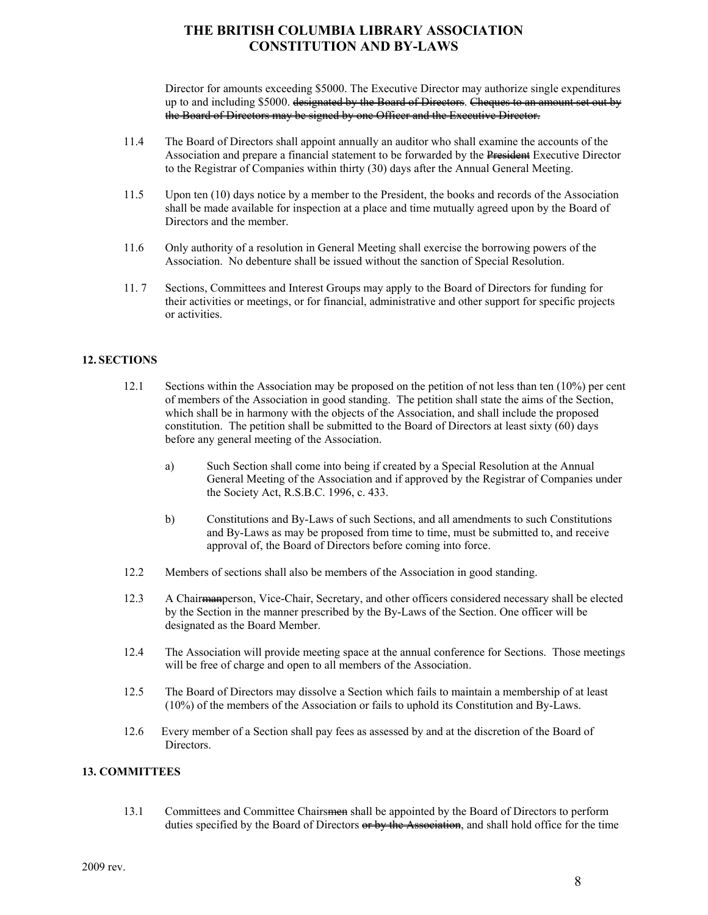Director for amounts exceeding \$5000. The Executive Director may authorize single expenditures up to and including \$5000. ~~designated by the Board of Directors~~. ~~Cheques to an amount set out by the Board of Directors may be signed by one Officer and the Executive Director.~~

11.4 The Board of Directors shall appoint annually an auditor who shall examine the accounts of the Association and prepare a financial statement to be forwarded by the ~~President~~ Executive Director to the Registrar of Companies within thirty (30) days after the Annual General Meeting.

11.5 Upon ten (10) days notice by a member to the President, the books and records of the Association shall be made available for inspection at a place and time mutually agreed upon by the Board of Directors and the member.

11.6 Only authority of a resolution in General Meeting shall exercise the borrowing powers of the Association. No debenture shall be issued without the sanction of Special Resolution.

11. 7 Sections, Committees and Interest Groups may apply to the Board of Directors for funding for their activities or meetings, or for financial, administrative and other support for specific projects or activities.

## 12. SECTIONS

12.1 Sections within the Association may be proposed on the petition of not less than ten (10%) per cent of members of the Association in good standing. The petition shall state the aims of the Section, which shall be in harmony with the objects of the Association, and shall include the proposed constitution. The petition shall be submitted to the Board of Directors at least sixty (60) days before any general meeting of the Association.

a) Such Section shall come into being if created by a Special Resolution at the Annual General Meeting of the Association and if approved by the Registrar of Companies under the Society Act, R.S.B.C. 1996, c. 433.

b) Constitutions and By-Laws of such Sections, and all amendments to such Constitutions and By-Laws as may be proposed from time to time, must be submitted to, and receive approval of, the Board of Directors before coming into force.

12.2 Members of sections shall also be members of the Association in good standing.

12.3 A Chair~~man~~person, Vice-Chair, Secretary, and other officers considered necessary shall be elected by the Section in the manner prescribed by the By-Laws of the Section. One officer will be designated as the Board Member.

12.4 The Association will provide meeting space at the annual conference for Sections. Those meetings will be free of charge and open to all members of the Association.

12.5 The Board of Directors may dissolve a Section which fails to maintain a membership of at least (10%) of the members of the Association or fails to uphold its Constitution and By-Laws.

12.6 Every member of a Section shall pay fees as assessed by and at the discretion of the Board of Directors.

## 13. COMMITTEES

13.1 Committees and Committee Chairs~~men~~ shall be appointed by the Board of Directors to perform duties specified by the Board of Directors ~~or by the Association~~, and shall hold office for the time

2009 rev.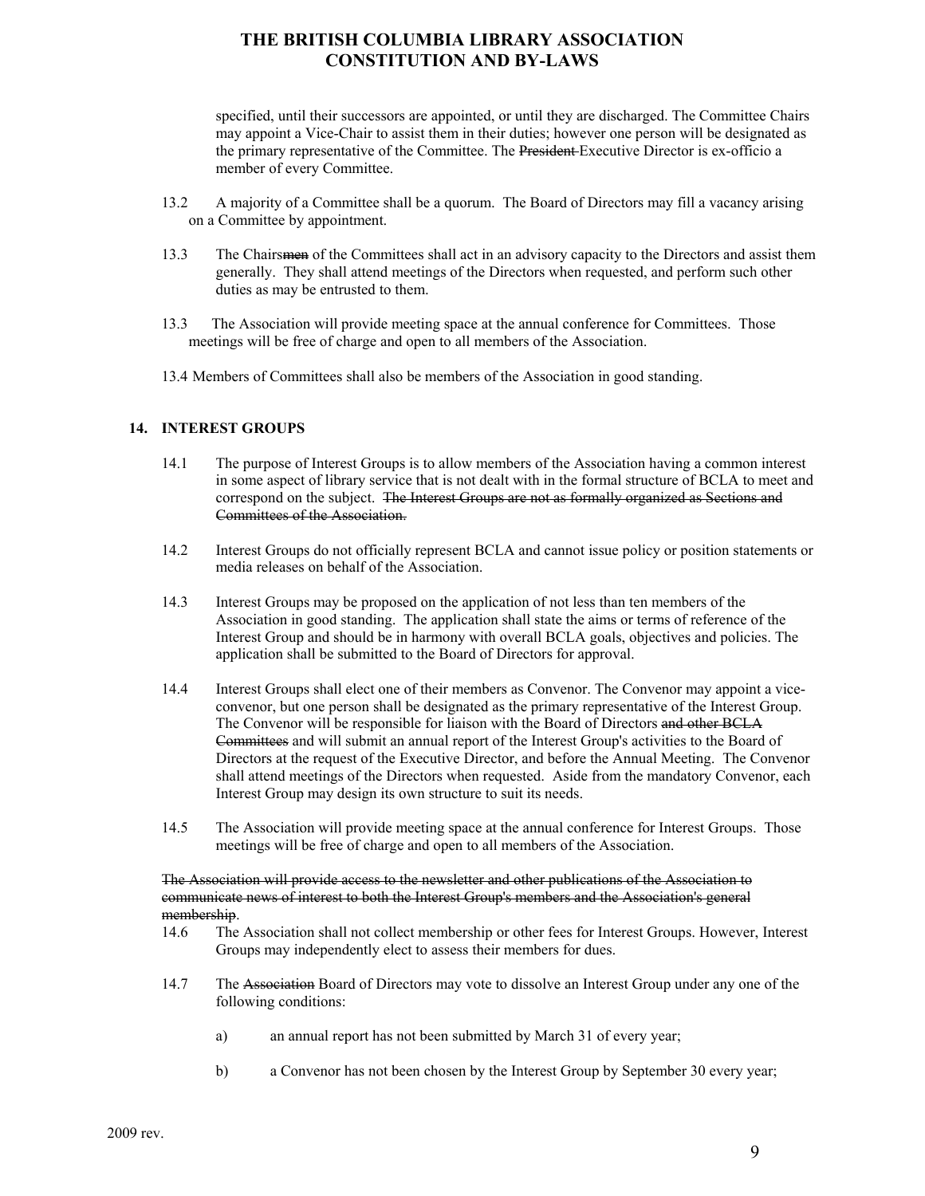specified, until their successors are appointed, or until they are discharged. The Committee Chairs may appoint a Vice-Chair to assist them in their duties; however one person will be designated as the primary representative of the Committee. The ~~President~~ Executive Director is ex-officio a member of every Committee.

13.2 A majority of a Committee shall be a quorum. The Board of Directors may fill a vacancy arising on a Committee by appointment.

13.3 The Chairs~~men~~ of the Committees shall act in an advisory capacity to the Directors and assist them generally. They shall attend meetings of the Directors when requested, and perform such other duties as may be entrusted to them.

13.3 The Association will provide meeting space at the annual conference for Committees. Those meetings will be free of charge and open to all members of the Association.

13.4 Members of Committees shall also be members of the Association in good standing.

## 14. INTEREST GROUPS

14.1 The purpose of Interest Groups is to allow members of the Association having a common interest in some aspect of library service that is not dealt with in the formal structure of BCLA to meet and correspond on the subject. ~~The Interest Groups are not as formally organized as Sections and Committees of the Association.~~

14.2 Interest Groups do not officially represent BCLA and cannot issue policy or position statements or media releases on behalf of the Association.

14.3 Interest Groups may be proposed on the application of not less than ten members of the Association in good standing. The application shall state the aims or terms of reference of the Interest Group and should be in harmony with overall BCLA goals, objectives and policies. The application shall be submitted to the Board of Directors for approval.

14.4 Interest Groups shall elect one of their members as Convenor. The Convenor may appoint a vice-convenor, but one person shall be designated as the primary representative of the Interest Group. The Convenor will be responsible for liaison with the Board of Directors ~~and other BCLA Committees~~ and will submit an annual report of the Interest Group's activities to the Board of Directors at the request of the Executive Director, and before the Annual Meeting. The Convenor shall attend meetings of the Directors when requested. Aside from the mandatory Convenor, each Interest Group may design its own structure to suit its needs.

14.5 The Association will provide meeting space at the annual conference for Interest Groups. Those meetings will be free of charge and open to all members of the Association.

~~The Association will provide access to the newsletter and other publications of the Association to communicate news of interest to both the Interest Group's members and the Association's general membership~~.

14.6 The Association shall not collect membership or other fees for Interest Groups. However, Interest Groups may independently elect to assess their members for dues.

14.7 The ~~Association~~ Board of Directors may vote to dissolve an Interest Group under any one of the following conditions:

a) an annual report has not been submitted by March 31 of every year;

b) a Convenor has not been chosen by the Interest Group by September 30 every year;

2009 rev.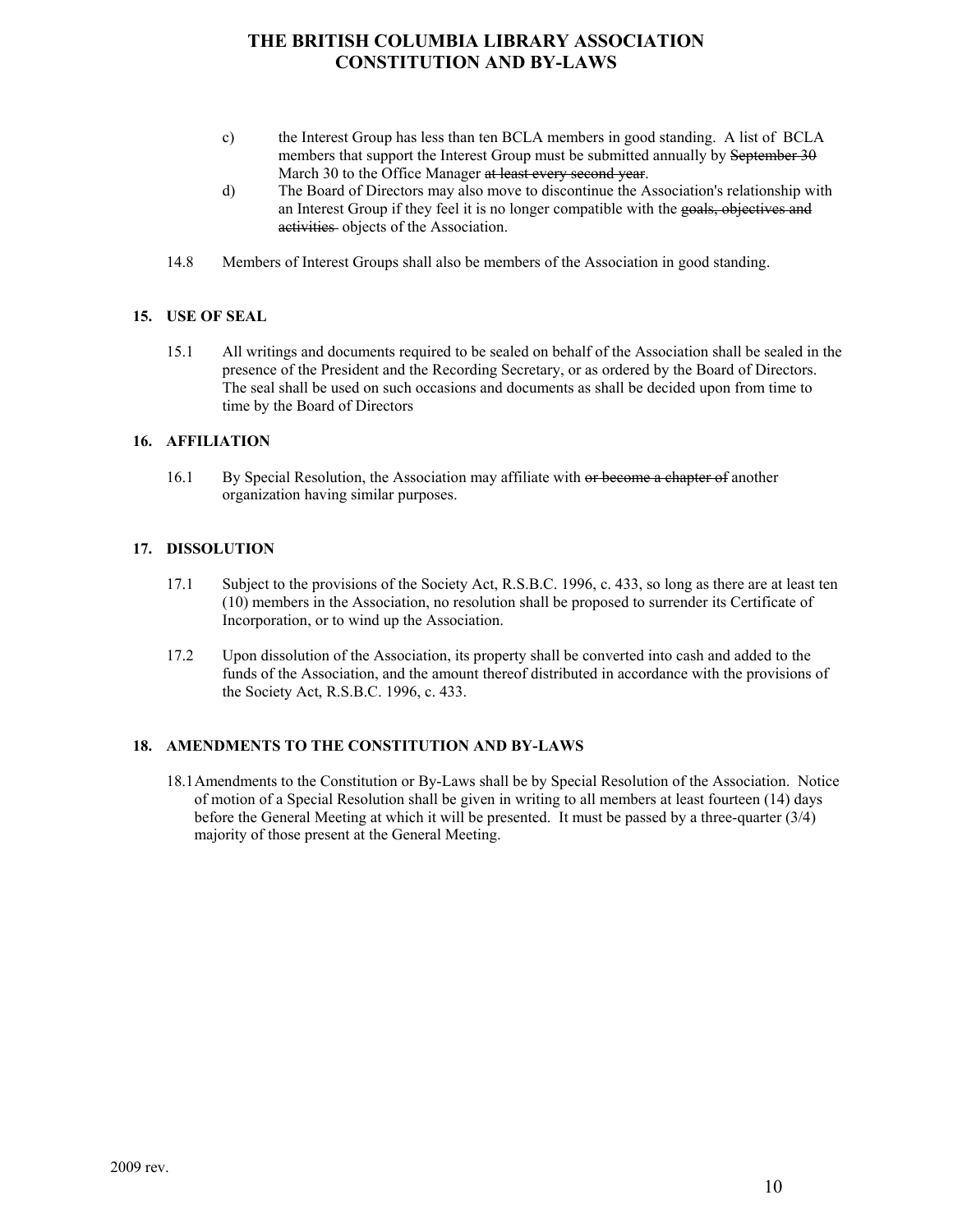c) the Interest Group has less than ten BCLA members in good standing. A list of BCLA members that support the Interest Group must be submitted annually by ~~September 30~~ March 30 to the Office Manager ~~at least every second year~~.

d) The Board of Directors may also move to discontinue the Association's relationship with an Interest Group if they feel it is no longer compatible with the ~~goals, objectives and activities~~ objects of the Association.

14.8 Members of Interest Groups shall also be members of the Association in good standing.

## 15. USE OF SEAL

15.1 All writings and documents required to be sealed on behalf of the Association shall be sealed in the presence of the President and the Recording Secretary, or as ordered by the Board of Directors. The seal shall be used on such occasions and documents as shall be decided upon from time to time by the Board of Directors

## 16. AFFILIATION

16.1 By Special Resolution, the Association may affiliate with ~~or become a chapter of~~ another organization having similar purposes.

## 17. DISSOLUTION

17.1 Subject to the provisions of the Society Act, R.S.B.C. 1996, c. 433, so long as there are at least ten (10) members in the Association, no resolution shall be proposed to surrender its Certificate of Incorporation, or to wind up the Association.

17.2 Upon dissolution of the Association, its property shall be converted into cash and added to the funds of the Association, and the amount thereof distributed in accordance with the provisions of the Society Act, R.S.B.C. 1996, c. 433.

## 18. AMENDMENTS TO THE CONSTITUTION AND BY-LAWS

18.1 Amendments to the Constitution or By-Laws shall be by Special Resolution of the Association. Notice of motion of a Special Resolution shall be given in writing to all members at least fourteen (14) days before the General Meeting at which it will be presented. It must be passed by a three-quarter (3/4) majority of those present at the General Meeting.

2009 rev.